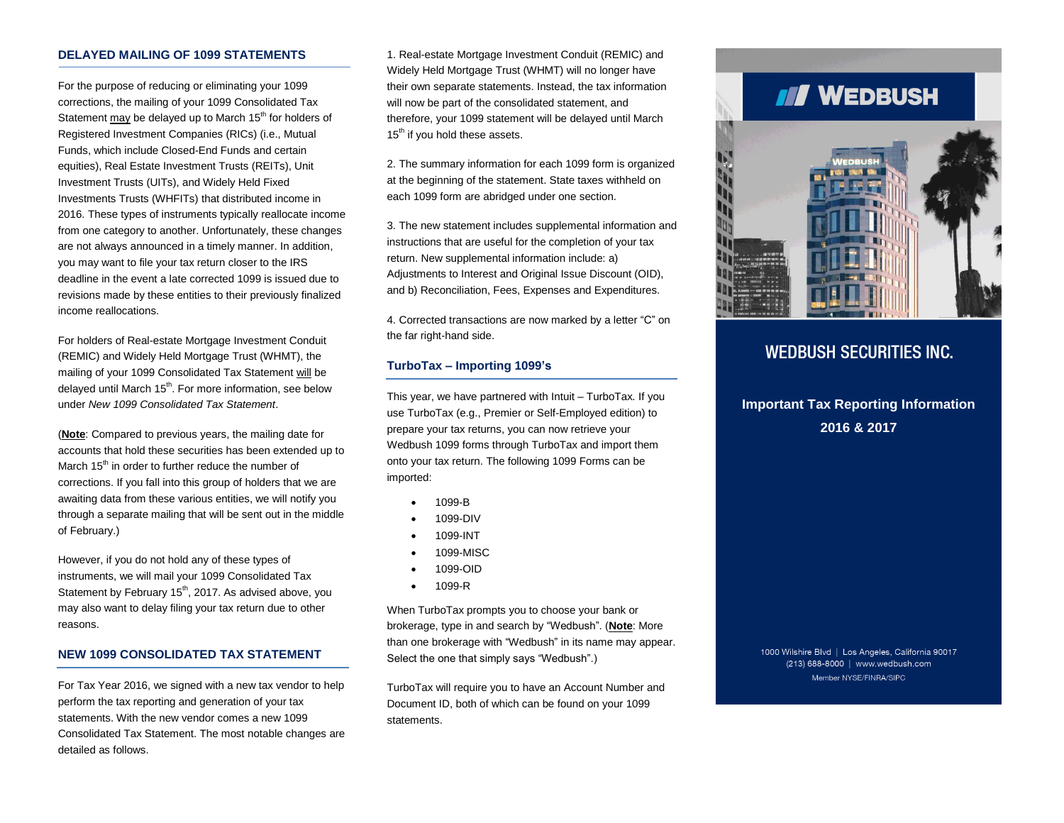## DELAYED MAILING OF 1099 STATEMENTS

For the purpose of reducing or eliminating your 1099 corrections, the mailing of your 1099 Consolidated Tax Statement may be delayed up to March 15th for holders of Registered Investment Companies (RICs) (i.e., Mutual Funds, which include Closed-End Funds and certain equities), Real Estate Investment Trusts (REITs), Unit Investment Trusts (UITs), and Widely Held Fixed Investments Trusts (WHFITs) that distributed income in 2016. These types of instruments typically reallocate income from one category to another. Unfortunately, these changes are not always announced in a timely manner. In addition, you may want to file your tax return closer to the IRS deadline in the event a late corrected 1099 is issued due to revisions made by these entities to their previously finalized income reallocations.

For holders of Real-estate Mortgage Investment Conduit (REMIC) and Widely Held Mortgage Trust (WHMT), the mailing of your 1099 Consolidated Tax Statement will be delayed until March 15th. For more information, see below under *New 1099 Consolidated Tax Statement*.

(**Note**: Compared to previous years, the mailing date for accounts that hold these securities has been extended up to March 15th in order to further reduce the number of corrections. If you fall into this group of holders that we are awaiting data from these various entities, we will notify you through a separate mailing that will be sent out in the middle of February.)

However, if you do not hold any of these types of instruments, we will mail your 1099 Consolidated Tax Statement by February 15th, 2017. As advised above, you may also want to delay filing your tax return due to other reasons.

## NEW 1099 CONSOLIDATED TAX STATEMENT

For Tax Year 2016, we signed with a new tax vendor to help perform the tax reporting and generation of your tax statements. With the new vendor comes a new 1099 Consolidated Tax Statement. The most notable changes are detailed as follows.

1. Real-estate Mortgage Investment Conduit (REMIC) and Widely Held Mortgage Trust (WHMT) will no longer have their own separate statements. Instead, the tax information will now be part of the consolidated statement, and therefore, your 1099 statement will be delayed until March 15th if you hold these assets.

2. The summary information for each 1099 form is organized at the beginning of the statement. State taxes withheld on each 1099 form are abridged under one section.

3. The new statement includes supplemental information and instructions that are useful for the completion of your tax return. New supplemental information include: a) Adjustments to Interest and Original Issue Discount (OID), and b) Reconciliation, Fees, Expenses and Expenditures.

4. Corrected transactions are now marked by a letter "C" on the far right-hand side.

## TurboTax – Importing 1099's

This year, we have partnered with Intuit – TurboTax. If you use TurboTax (e.g., Premier or Self-Employed edition) to prepare your tax returns, you can now retrieve your Wedbush 1099 forms through TurboTax and import them onto your tax return. The following 1099 Forms can be imported:

- 1099-B
- 1099-DIV
- 1099-INT
- 1099-MISC
- 1099-OID
- 1099-R

When TurboTax prompts you to choose your bank or brokerage, type in and search by "Wedbush". (**Note**: More than one brokerage with "Wedbush" in its name may appear. Select the one that simply says "Wedbush".)

TurboTax will require you to have an Account Number and Document ID, both of which can be found on your 1099 statements.

WEDBUSH

# WEDBUSH SECURITIES INC.

**Important Tax Reporting Information 2016 & 2017**

1000 Wilshire Blvd | Los Angeles, California 90017
(213) 688-8000 | www.wedbush.com
Member NYSE/FINRA/SIPC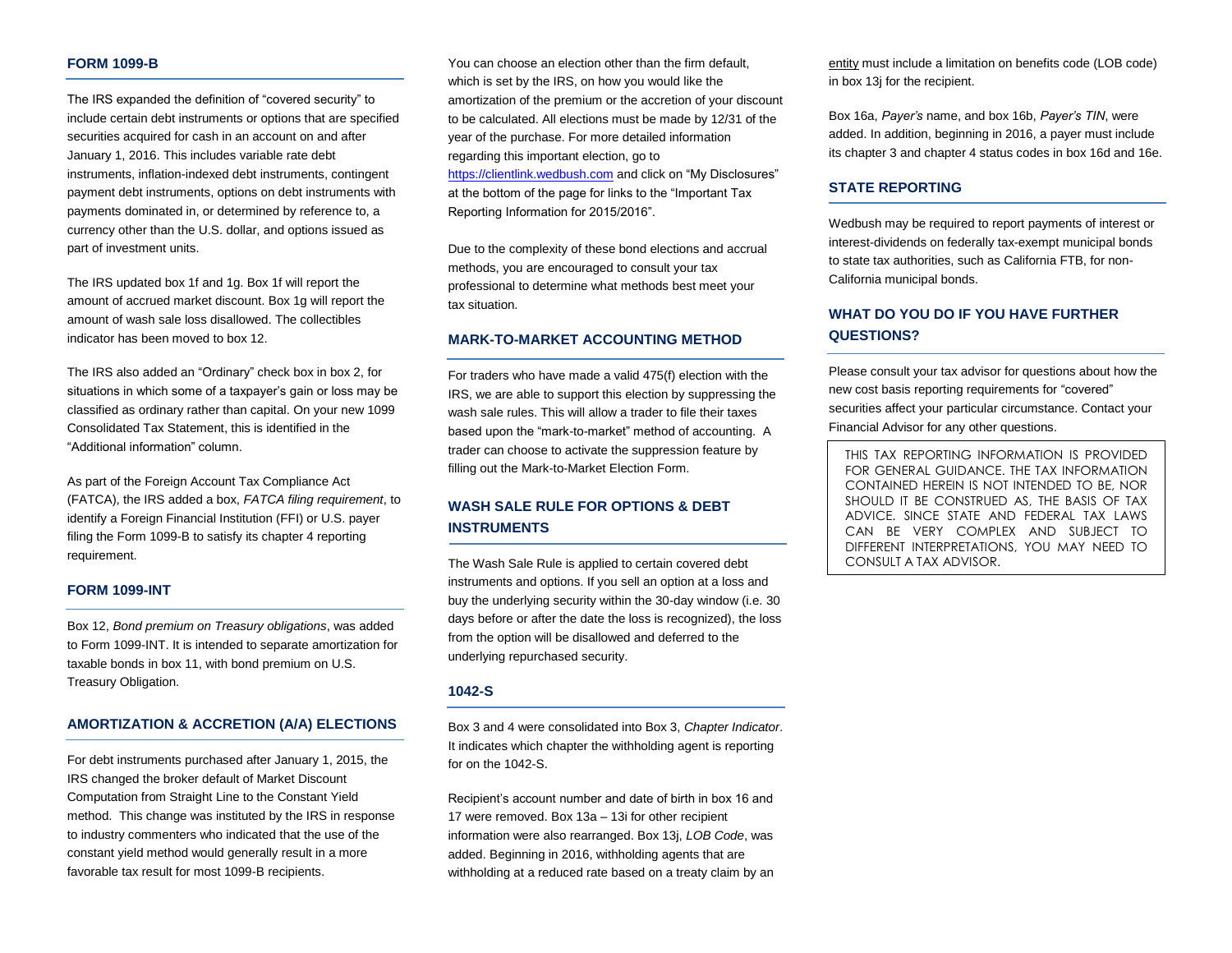## FORM 1099-B

The IRS expanded the definition of "covered security" to include certain debt instruments or options that are specified securities acquired for cash in an account on and after January 1, 2016. This includes variable rate debt instruments, inflation-indexed debt instruments, contingent payment debt instruments, options on debt instruments with payments dominated in, or determined by reference to, a currency other than the U.S. dollar, and options issued as part of investment units.

The IRS updated box 1f and 1g. Box 1f will report the amount of accrued market discount. Box 1g will report the amount of wash sale loss disallowed. The collectibles indicator has been moved to box 12.

The IRS also added an "Ordinary" check box in box 2, for situations in which some of a taxpayer's gain or loss may be classified as ordinary rather than capital. On your new 1099 Consolidated Tax Statement, this is identified in the "Additional information" column.

As part of the Foreign Account Tax Compliance Act (FATCA), the IRS added a box, *FATCA filing requirement*, to identify a Foreign Financial Institution (FFI) or U.S. payer filing the Form 1099-B to satisfy its chapter 4 reporting requirement.

## FORM 1099-INT

Box 12, *Bond premium on Treasury obligations*, was added to Form 1099-INT. It is intended to separate amortization for taxable bonds in box 11, with bond premium on U.S. Treasury Obligation.

## AMORTIZATION & ACCRETION (A/A) ELECTIONS

For debt instruments purchased after January 1, 2015, the IRS changed the broker default of Market Discount Computation from Straight Line to the Constant Yield method. This change was instituted by the IRS in response to industry commenters who indicated that the use of the constant yield method would generally result in a more favorable tax result for most 1099-B recipients.

You can choose an election other than the firm default, which is set by the IRS, on how you would like the amortization of the premium or the accretion of your discount to be calculated. All elections must be made by 12/31 of the year of the purchase. For more detailed information regarding this important election, go to https://clientlink.wedbush.com and click on "My Disclosures" at the bottom of the page for links to the "Important Tax Reporting Information for 2015/2016".

Due to the complexity of these bond elections and accrual methods, you are encouraged to consult your tax professional to determine what methods best meet your tax situation.

## MARK-TO-MARKET ACCOUNTING METHOD

For traders who have made a valid 475(f) election with the IRS, we are able to support this election by suppressing the wash sale rules. This will allow a trader to file their taxes based upon the "mark-to-market" method of accounting. A trader can choose to activate the suppression feature by filling out the Mark-to-Market Election Form.

## WASH SALE RULE FOR OPTIONS & DEBT INSTRUMENTS

The Wash Sale Rule is applied to certain covered debt instruments and options. If you sell an option at a loss and buy the underlying security within the 30-day window (i.e. 30 days before or after the date the loss is recognized), the loss from the option will be disallowed and deferred to the underlying repurchased security.

## 1042-S

Box 3 and 4 were consolidated into Box 3, *Chapter Indicator*. It indicates which chapter the withholding agent is reporting for on the 1042-S.

Recipient's account number and date of birth in box 16 and 17 were removed. Box 13a – 13i for other recipient information were also rearranged. Box 13j, *LOB Code*, was added. Beginning in 2016, withholding agents that are withholding at a reduced rate based on a treaty claim by an entity must include a limitation on benefits code (LOB code) in box 13j for the recipient.

Box 16a, *Payer's* name, and box 16b, *Payer's TIN*, were added. In addition, beginning in 2016, a payer must include its chapter 3 and chapter 4 status codes in box 16d and 16e.

## STATE REPORTING

Wedbush may be required to report payments of interest or interest-dividends on federally tax-exempt municipal bonds to state tax authorities, such as California FTB, for non-California municipal bonds.

## WHAT DO YOU DO IF YOU HAVE FURTHER QUESTIONS?

Please consult your tax advisor for questions about how the new cost basis reporting requirements for "covered" securities affect your particular circumstance. Contact your Financial Advisor for any other questions.

THIS TAX REPORTING INFORMATION IS PROVIDED FOR GENERAL GUIDANCE. THE TAX INFORMATION CONTAINED HEREIN IS NOT INTENDED TO BE, NOR SHOULD IT BE CONSTRUED AS, THE BASIS OF TAX ADVICE. SINCE STATE AND FEDERAL TAX LAWS CAN BE VERY COMPLEX AND SUBJECT TO DIFFERENT INTERPRETATIONS, YOU MAY NEED TO CONSULT A TAX ADVISOR.